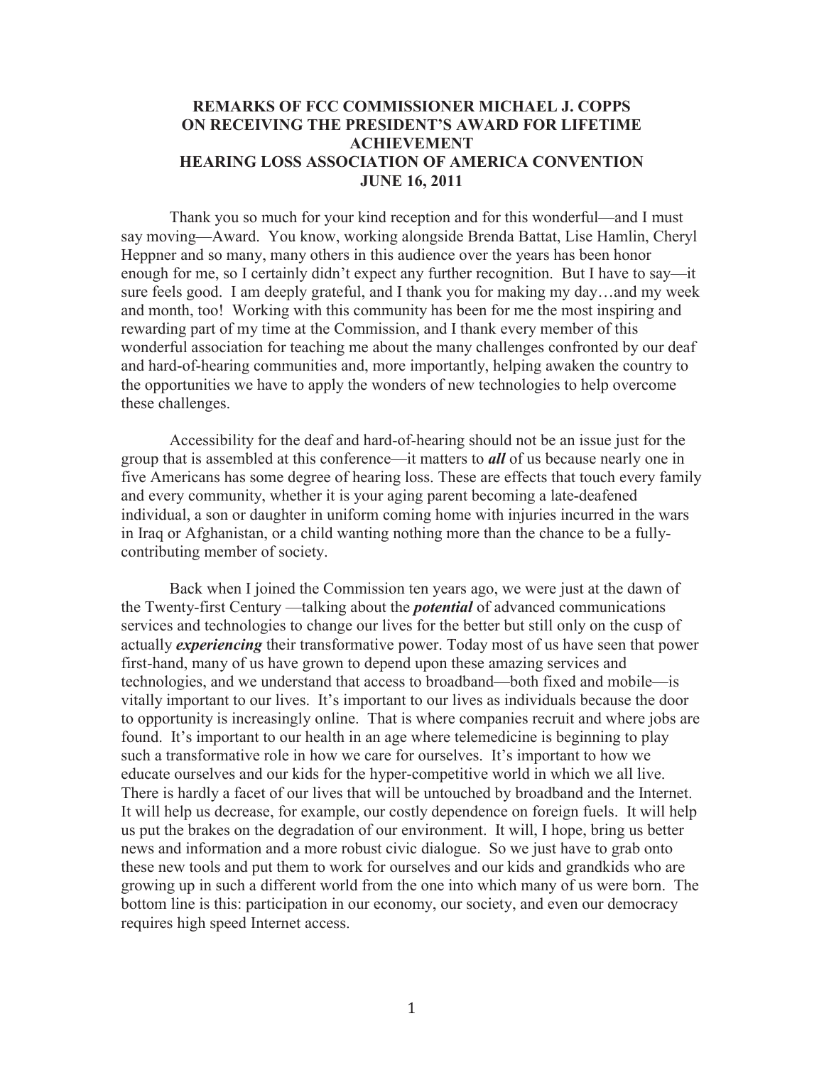# REMARKS OF FCC COMMISSIONER MICHAEL J. COPPS ON RECEIVING THE PRESIDENT'S AWARD FOR LIFETIME ACHIEVEMENT HEARING LOSS ASSOCIATION OF AMERICA CONVENTION JUNE 16, 2011

Thank you so much for your kind reception and for this wonderful—and I must say moving—Award. You know, working alongside Brenda Battat, Lise Hamlin, Cheryl Heppner and so many, many others in this audience over the years has been honor enough for me, so I certainly didn't expect any further recognition. But I have to say—it sure feels good. I am deeply grateful, and I thank you for making my day…and my week and month, too! Working with this community has been for me the most inspiring and rewarding part of my time at the Commission, and I thank every member of this wonderful association for teaching me about the many challenges confronted by our deaf and hard-of-hearing communities and, more importantly, helping awaken the country to the opportunities we have to apply the wonders of new technologies to help overcome these challenges.

Accessibility for the deaf and hard-of-hearing should not be an issue just for the group that is assembled at this conference—it matters to ***all*** of us because nearly one in five Americans has some degree of hearing loss. These are effects that touch every family and every community, whether it is your aging parent becoming a late-deafened individual, a son or daughter in uniform coming home with injuries incurred in the wars in Iraq or Afghanistan, or a child wanting nothing more than the chance to be a fully-contributing member of society.

Back when I joined the Commission ten years ago, we were just at the dawn of the Twenty-first Century —talking about the ***potential*** of advanced communications services and technologies to change our lives for the better but still only on the cusp of actually ***experiencing*** their transformative power. Today most of us have seen that power first-hand, many of us have grown to depend upon these amazing services and technologies, and we understand that access to broadband—both fixed and mobile—is vitally important to our lives. It's important to our lives as individuals because the door to opportunity is increasingly online. That is where companies recruit and where jobs are found. It's important to our health in an age where telemedicine is beginning to play such a transformative role in how we care for ourselves. It's important to how we educate ourselves and our kids for the hyper-competitive world in which we all live. There is hardly a facet of our lives that will be untouched by broadband and the Internet. It will help us decrease, for example, our costly dependence on foreign fuels. It will help us put the brakes on the degradation of our environment. It will, I hope, bring us better news and information and a more robust civic dialogue. So we just have to grab onto these new tools and put them to work for ourselves and our kids and grandkids who are growing up in such a different world from the one into which many of us were born. The bottom line is this: participation in our economy, our society, and even our democracy requires high speed Internet access.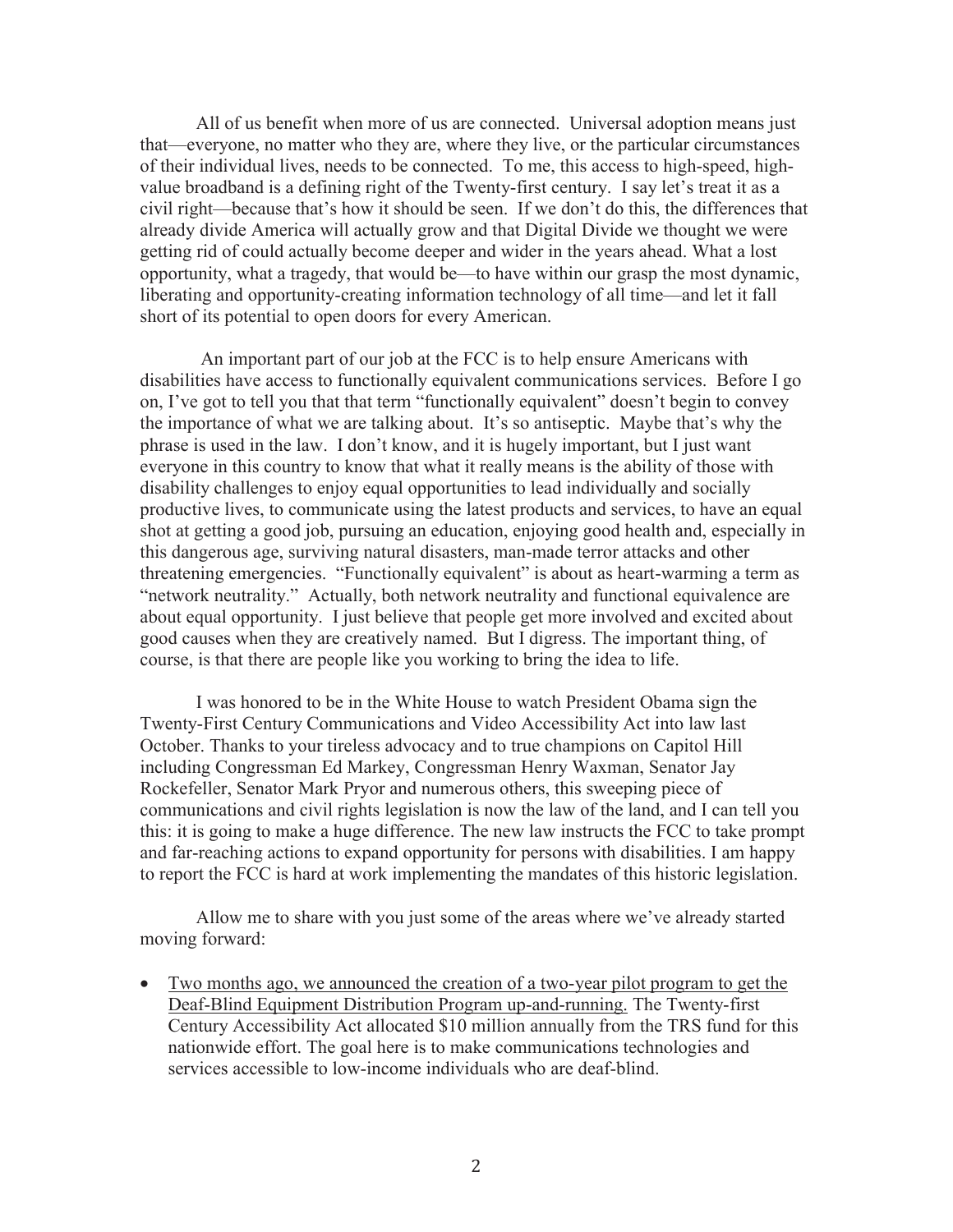All of us benefit when more of us are connected. Universal adoption means just that—everyone, no matter who they are, where they live, or the particular circumstances of their individual lives, needs to be connected. To me, this access to high-speed, high-value broadband is a defining right of the Twenty-first century. I say let's treat it as a civil right—because that's how it should be seen. If we don't do this, the differences that already divide America will actually grow and that Digital Divide we thought we were getting rid of could actually become deeper and wider in the years ahead. What a lost opportunity, what a tragedy, that would be—to have within our grasp the most dynamic, liberating and opportunity-creating information technology of all time—and let it fall short of its potential to open doors for every American.

An important part of our job at the FCC is to help ensure Americans with disabilities have access to functionally equivalent communications services. Before I go on, I've got to tell you that that term "functionally equivalent" doesn't begin to convey the importance of what we are talking about. It's so antiseptic. Maybe that's why the phrase is used in the law. I don't know, and it is hugely important, but I just want everyone in this country to know that what it really means is the ability of those with disability challenges to enjoy equal opportunities to lead individually and socially productive lives, to communicate using the latest products and services, to have an equal shot at getting a good job, pursuing an education, enjoying good health and, especially in this dangerous age, surviving natural disasters, man-made terror attacks and other threatening emergencies. "Functionally equivalent" is about as heart-warming a term as "network neutrality." Actually, both network neutrality and functional equivalence are about equal opportunity. I just believe that people get more involved and excited about good causes when they are creatively named. But I digress. The important thing, of course, is that there are people like you working to bring the idea to life.

I was honored to be in the White House to watch President Obama sign the Twenty-First Century Communications and Video Accessibility Act into law last October. Thanks to your tireless advocacy and to true champions on Capitol Hill including Congressman Ed Markey, Congressman Henry Waxman, Senator Jay Rockefeller, Senator Mark Pryor and numerous others, this sweeping piece of communications and civil rights legislation is now the law of the land, and I can tell you this: it is going to make a huge difference. The new law instructs the FCC to take prompt and far-reaching actions to expand opportunity for persons with disabilities. I am happy to report the FCC is hard at work implementing the mandates of this historic legislation.

Allow me to share with you just some of the areas where we've already started moving forward:

- Two months ago, we announced the creation of a two-year pilot program to get the Deaf-Blind Equipment Distribution Program up-and-running. The Twenty-first Century Accessibility Act allocated $10 million annually from the TRS fund for this nationwide effort. The goal here is to make communications technologies and services accessible to low-income individuals who are deaf-blind.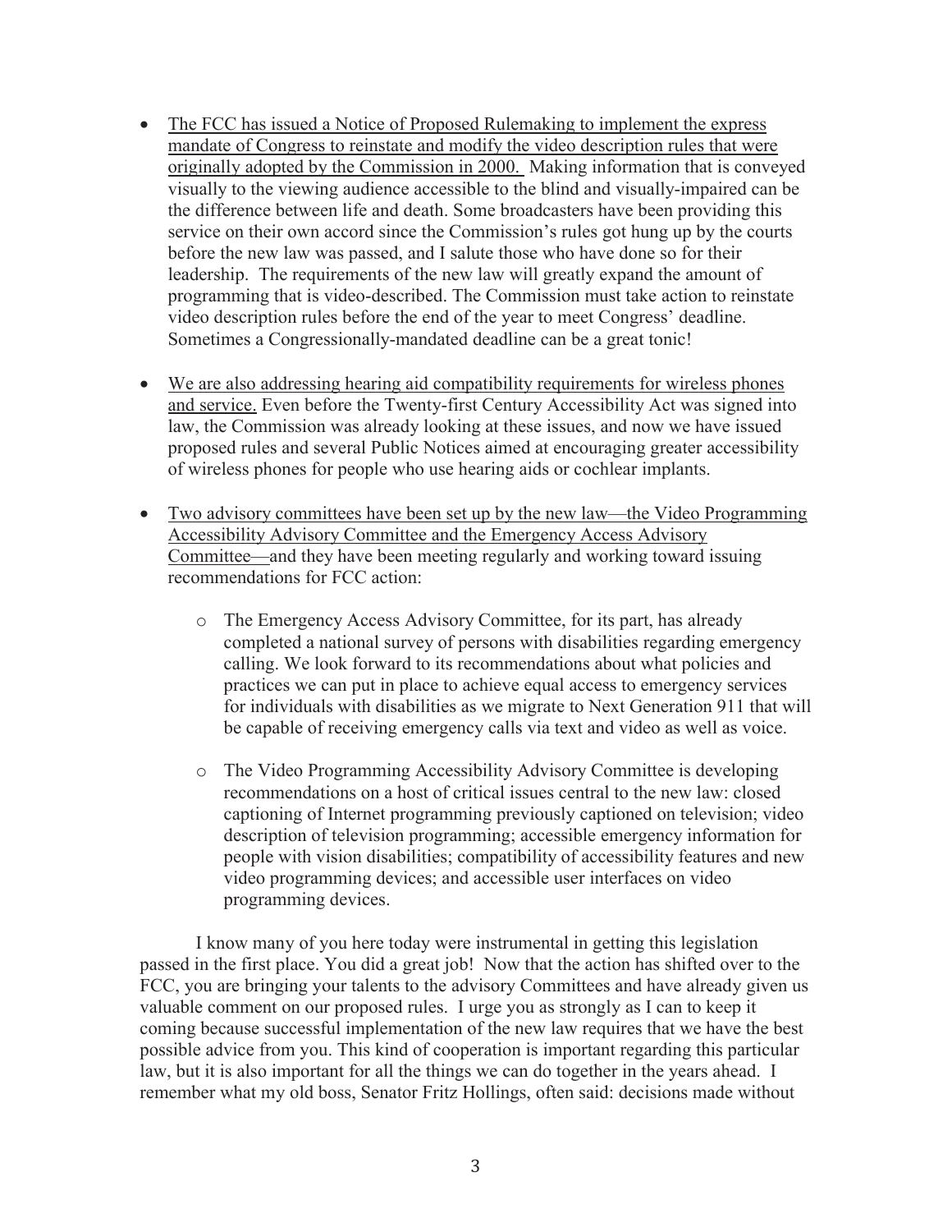- The FCC has issued a Notice of Proposed Rulemaking to implement the express mandate of Congress to reinstate and modify the video description rules that were originally adopted by the Commission in 2000. Making information that is conveyed visually to the viewing audience accessible to the blind and visually-impaired can be the difference between life and death. Some broadcasters have been providing this service on their own accord since the Commission's rules got hung up by the courts before the new law was passed, and I salute those who have done so for their leadership. The requirements of the new law will greatly expand the amount of programming that is video-described. The Commission must take action to reinstate video description rules before the end of the year to meet Congress' deadline. Sometimes a Congressionally-mandated deadline can be a great tonic!

- We are also addressing hearing aid compatibility requirements for wireless phones and service. Even before the Twenty-first Century Accessibility Act was signed into law, the Commission was already looking at these issues, and now we have issued proposed rules and several Public Notices aimed at encouraging greater accessibility of wireless phones for people who use hearing aids or cochlear implants.

- Two advisory committees have been set up by the new law—the Video Programming Accessibility Advisory Committee and the Emergency Access Advisory Committee—and they have been meeting regularly and working toward issuing recommendations for FCC action:

  - The Emergency Access Advisory Committee, for its part, has already completed a national survey of persons with disabilities regarding emergency calling. We look forward to its recommendations about what policies and practices we can put in place to achieve equal access to emergency services for individuals with disabilities as we migrate to Next Generation 911 that will be capable of receiving emergency calls via text and video as well as voice.

  - The Video Programming Accessibility Advisory Committee is developing recommendations on a host of critical issues central to the new law: closed captioning of Internet programming previously captioned on television; video description of television programming; accessible emergency information for people with vision disabilities; compatibility of accessibility features and new video programming devices; and accessible user interfaces on video programming devices.

I know many of you here today were instrumental in getting this legislation passed in the first place. You did a great job! Now that the action has shifted over to the FCC, you are bringing your talents to the advisory Committees and have already given us valuable comment on our proposed rules. I urge you as strongly as I can to keep it coming because successful implementation of the new law requires that we have the best possible advice from you. This kind of cooperation is important regarding this particular law, but it is also important for all the things we can do together in the years ahead. I remember what my old boss, Senator Fritz Hollings, often said: decisions made without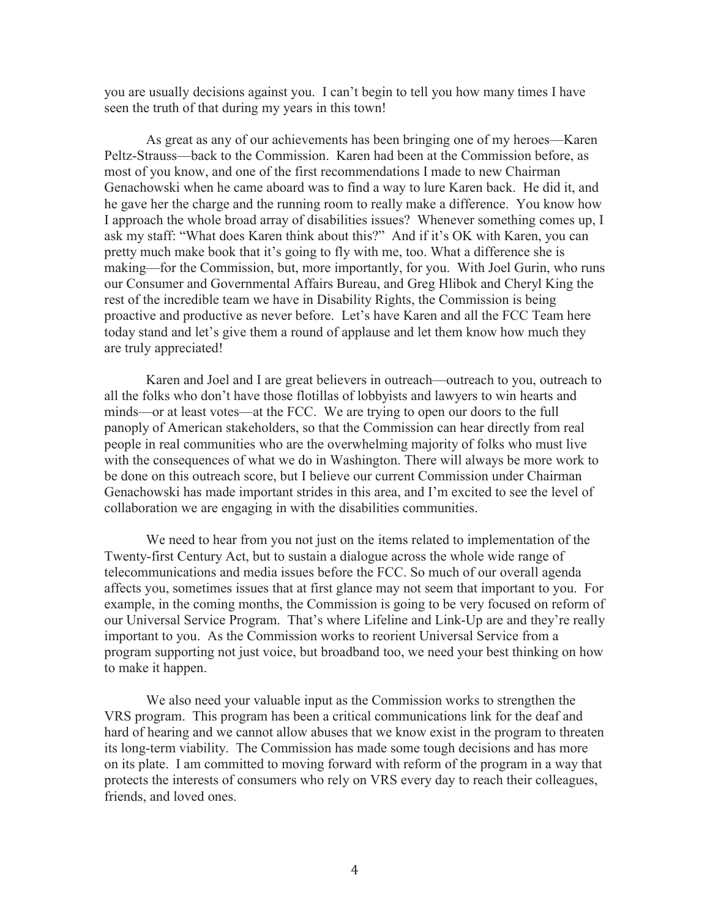you are usually decisions against you. I can't begin to tell you how many times I have seen the truth of that during my years in this town!

As great as any of our achievements has been bringing one of my heroes—Karen Peltz-Strauss—back to the Commission. Karen had been at the Commission before, as most of you know, and one of the first recommendations I made to new Chairman Genachowski when he came aboard was to find a way to lure Karen back. He did it, and he gave her the charge and the running room to really make a difference. You know how I approach the whole broad array of disabilities issues? Whenever something comes up, I ask my staff: "What does Karen think about this?" And if it's OK with Karen, you can pretty much make book that it's going to fly with me, too. What a difference she is making—for the Commission, but, more importantly, for you. With Joel Gurin, who runs our Consumer and Governmental Affairs Bureau, and Greg Hlibok and Cheryl King the rest of the incredible team we have in Disability Rights, the Commission is being proactive and productive as never before. Let's have Karen and all the FCC Team here today stand and let's give them a round of applause and let them know how much they are truly appreciated!

Karen and Joel and I are great believers in outreach—outreach to you, outreach to all the folks who don't have those flotillas of lobbyists and lawyers to win hearts and minds—or at least votes—at the FCC. We are trying to open our doors to the full panoply of American stakeholders, so that the Commission can hear directly from real people in real communities who are the overwhelming majority of folks who must live with the consequences of what we do in Washington. There will always be more work to be done on this outreach score, but I believe our current Commission under Chairman Genachowski has made important strides in this area, and I'm excited to see the level of collaboration we are engaging in with the disabilities communities.

We need to hear from you not just on the items related to implementation of the Twenty-first Century Act, but to sustain a dialogue across the whole wide range of telecommunications and media issues before the FCC. So much of our overall agenda affects you, sometimes issues that at first glance may not seem that important to you. For example, in the coming months, the Commission is going to be very focused on reform of our Universal Service Program. That's where Lifeline and Link-Up are and they're really important to you. As the Commission works to reorient Universal Service from a program supporting not just voice, but broadband too, we need your best thinking on how to make it happen.

We also need your valuable input as the Commission works to strengthen the VRS program. This program has been a critical communications link for the deaf and hard of hearing and we cannot allow abuses that we know exist in the program to threaten its long-term viability. The Commission has made some tough decisions and has more on its plate. I am committed to moving forward with reform of the program in a way that protects the interests of consumers who rely on VRS every day to reach their colleagues, friends, and loved ones.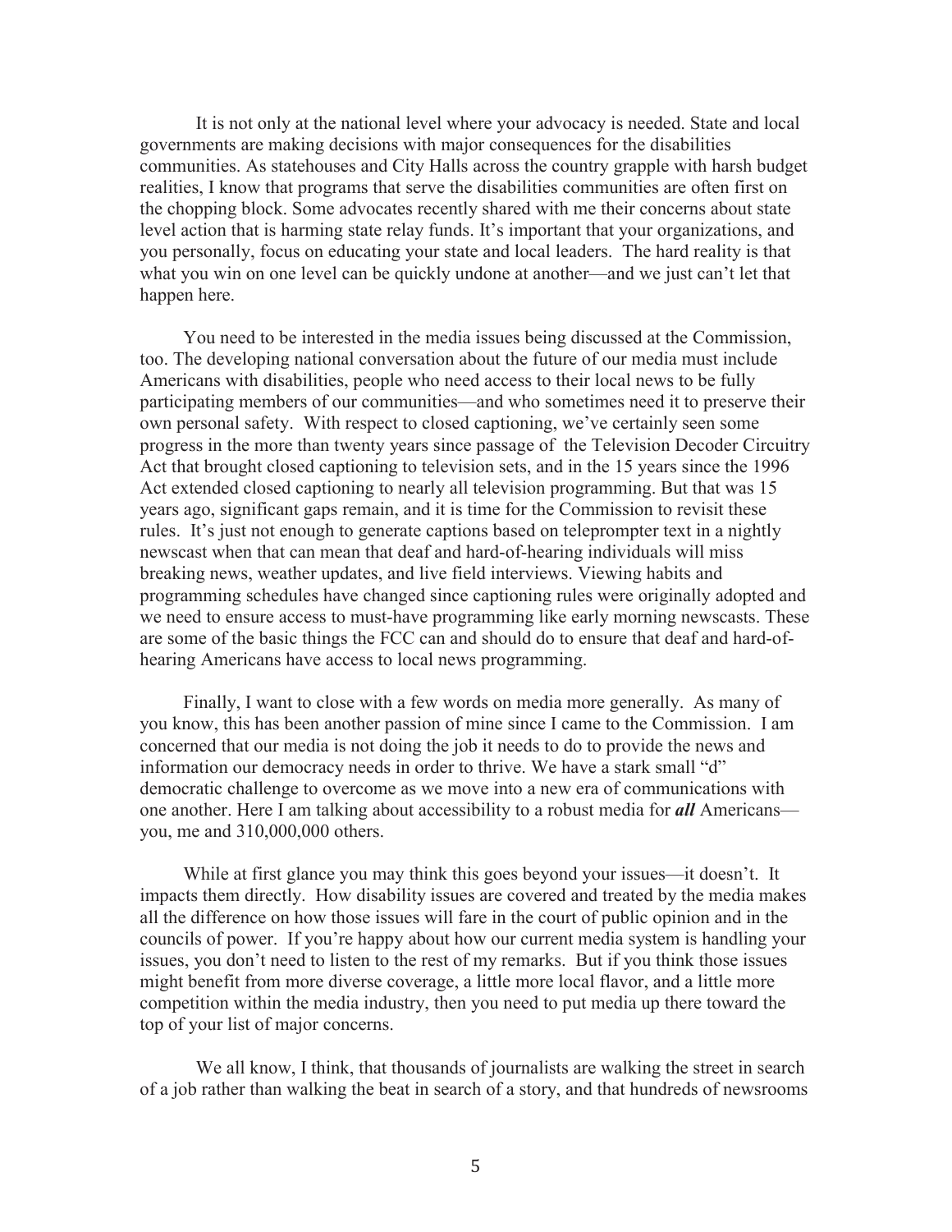It is not only at the national level where your advocacy is needed. State and local governments are making decisions with major consequences for the disabilities communities. As statehouses and City Halls across the country grapple with harsh budget realities, I know that programs that serve the disabilities communities are often first on the chopping block. Some advocates recently shared with me their concerns about state level action that is harming state relay funds. It's important that your organizations, and you personally, focus on educating your state and local leaders. The hard reality is that what you win on one level can be quickly undone at another—and we just can't let that happen here.

You need to be interested in the media issues being discussed at the Commission, too. The developing national conversation about the future of our media must include Americans with disabilities, people who need access to their local news to be fully participating members of our communities—and who sometimes need it to preserve their own personal safety. With respect to closed captioning, we've certainly seen some progress in the more than twenty years since passage of the Television Decoder Circuitry Act that brought closed captioning to television sets, and in the 15 years since the 1996 Act extended closed captioning to nearly all television programming. But that was 15 years ago, significant gaps remain, and it is time for the Commission to revisit these rules. It's just not enough to generate captions based on teleprompter text in a nightly newscast when that can mean that deaf and hard-of-hearing individuals will miss breaking news, weather updates, and live field interviews. Viewing habits and programming schedules have changed since captioning rules were originally adopted and we need to ensure access to must-have programming like early morning newscasts. These are some of the basic things the FCC can and should do to ensure that deaf and hard-of-hearing Americans have access to local news programming.

Finally, I want to close with a few words on media more generally. As many of you know, this has been another passion of mine since I came to the Commission. I am concerned that our media is not doing the job it needs to do to provide the news and information our democracy needs in order to thrive. We have a stark small "d" democratic challenge to overcome as we move into a new era of communications with one another. Here I am talking about accessibility to a robust media for ***all*** Americans—you, me and 310,000,000 others.

While at first glance you may think this goes beyond your issues—it doesn't. It impacts them directly. How disability issues are covered and treated by the media makes all the difference on how those issues will fare in the court of public opinion and in the councils of power. If you're happy about how our current media system is handling your issues, you don't need to listen to the rest of my remarks. But if you think those issues might benefit from more diverse coverage, a little more local flavor, and a little more competition within the media industry, then you need to put media up there toward the top of your list of major concerns.

We all know, I think, that thousands of journalists are walking the street in search of a job rather than walking the beat in search of a story, and that hundreds of newsrooms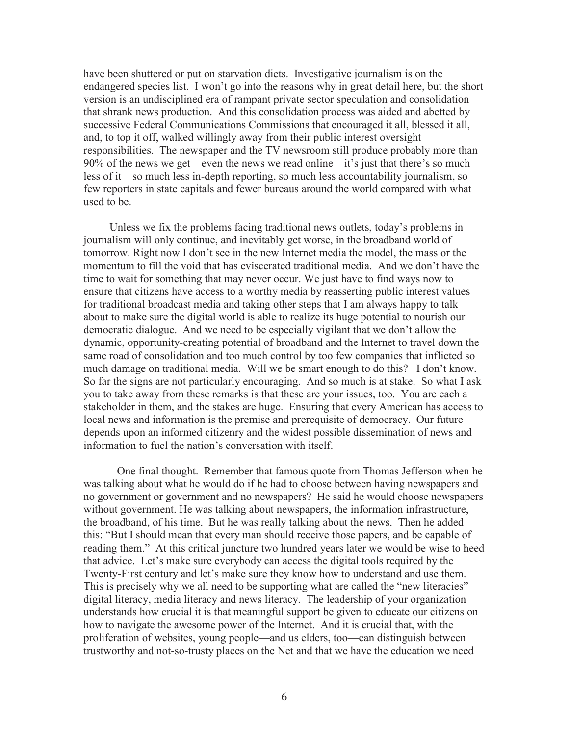have been shuttered or put on starvation diets. Investigative journalism is on the endangered species list. I won't go into the reasons why in great detail here, but the short version is an undisciplined era of rampant private sector speculation and consolidation that shrank news production. And this consolidation process was aided and abetted by successive Federal Communications Commissions that encouraged it all, blessed it all, and, to top it off, walked willingly away from their public interest oversight responsibilities. The newspaper and the TV newsroom still produce probably more than 90% of the news we get—even the news we read online—it's just that there's so much less of it—so much less in-depth reporting, so much less accountability journalism, so few reporters in state capitals and fewer bureaus around the world compared with what used to be.

Unless we fix the problems facing traditional news outlets, today's problems in journalism will only continue, and inevitably get worse, in the broadband world of tomorrow. Right now I don't see in the new Internet media the model, the mass or the momentum to fill the void that has eviscerated traditional media. And we don't have the time to wait for something that may never occur. We just have to find ways now to ensure that citizens have access to a worthy media by reasserting public interest values for traditional broadcast media and taking other steps that I am always happy to talk about to make sure the digital world is able to realize its huge potential to nourish our democratic dialogue. And we need to be especially vigilant that we don't allow the dynamic, opportunity-creating potential of broadband and the Internet to travel down the same road of consolidation and too much control by too few companies that inflicted so much damage on traditional media. Will we be smart enough to do this? I don't know. So far the signs are not particularly encouraging. And so much is at stake. So what I ask you to take away from these remarks is that these are your issues, too. You are each a stakeholder in them, and the stakes are huge. Ensuring that every American has access to local news and information is the premise and prerequisite of democracy. Our future depends upon an informed citizenry and the widest possible dissemination of news and information to fuel the nation's conversation with itself.

One final thought. Remember that famous quote from Thomas Jefferson when he was talking about what he would do if he had to choose between having newspapers and no government or government and no newspapers? He said he would choose newspapers without government. He was talking about newspapers, the information infrastructure, the broadband, of his time. But he was really talking about the news. Then he added this: "But I should mean that every man should receive those papers, and be capable of reading them." At this critical juncture two hundred years later we would be wise to heed that advice. Let's make sure everybody can access the digital tools required by the Twenty-First century and let's make sure they know how to understand and use them. This is precisely why we all need to be supporting what are called the "new literacies"—digital literacy, media literacy and news literacy. The leadership of your organization understands how crucial it is that meaningful support be given to educate our citizens on how to navigate the awesome power of the Internet. And it is crucial that, with the proliferation of websites, young people—and us elders, too—can distinguish between trustworthy and not-so-trusty places on the Net and that we have the education we need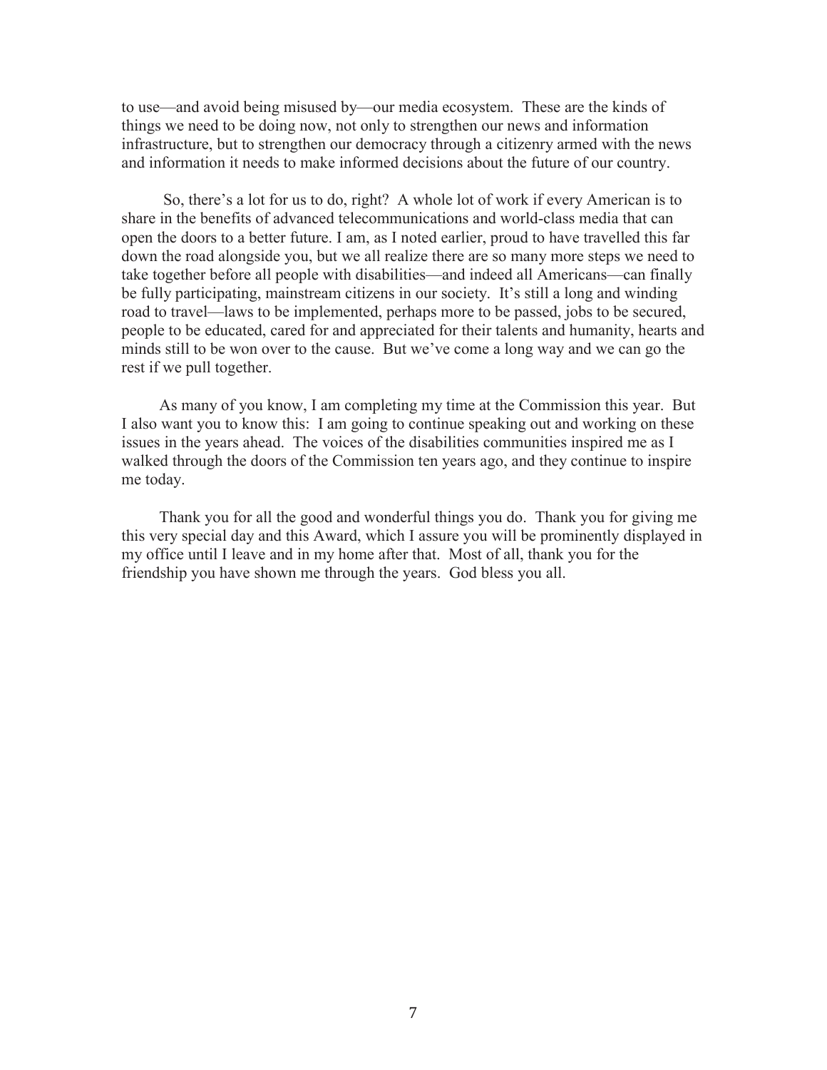to use—and avoid being misused by—our media ecosystem. These are the kinds of things we need to be doing now, not only to strengthen our news and information infrastructure, but to strengthen our democracy through a citizenry armed with the news and information it needs to make informed decisions about the future of our country.

So, there's a lot for us to do, right? A whole lot of work if every American is to share in the benefits of advanced telecommunications and world-class media that can open the doors to a better future. I am, as I noted earlier, proud to have travelled this far down the road alongside you, but we all realize there are so many more steps we need to take together before all people with disabilities—and indeed all Americans—can finally be fully participating, mainstream citizens in our society. It's still a long and winding road to travel—laws to be implemented, perhaps more to be passed, jobs to be secured, people to be educated, cared for and appreciated for their talents and humanity, hearts and minds still to be won over to the cause. But we've come a long way and we can go the rest if we pull together.

As many of you know, I am completing my time at the Commission this year. But I also want you to know this: I am going to continue speaking out and working on these issues in the years ahead. The voices of the disabilities communities inspired me as I walked through the doors of the Commission ten years ago, and they continue to inspire me today.

Thank you for all the good and wonderful things you do. Thank you for giving me this very special day and this Award, which I assure you will be prominently displayed in my office until I leave and in my home after that. Most of all, thank you for the friendship you have shown me through the years. God bless you all.